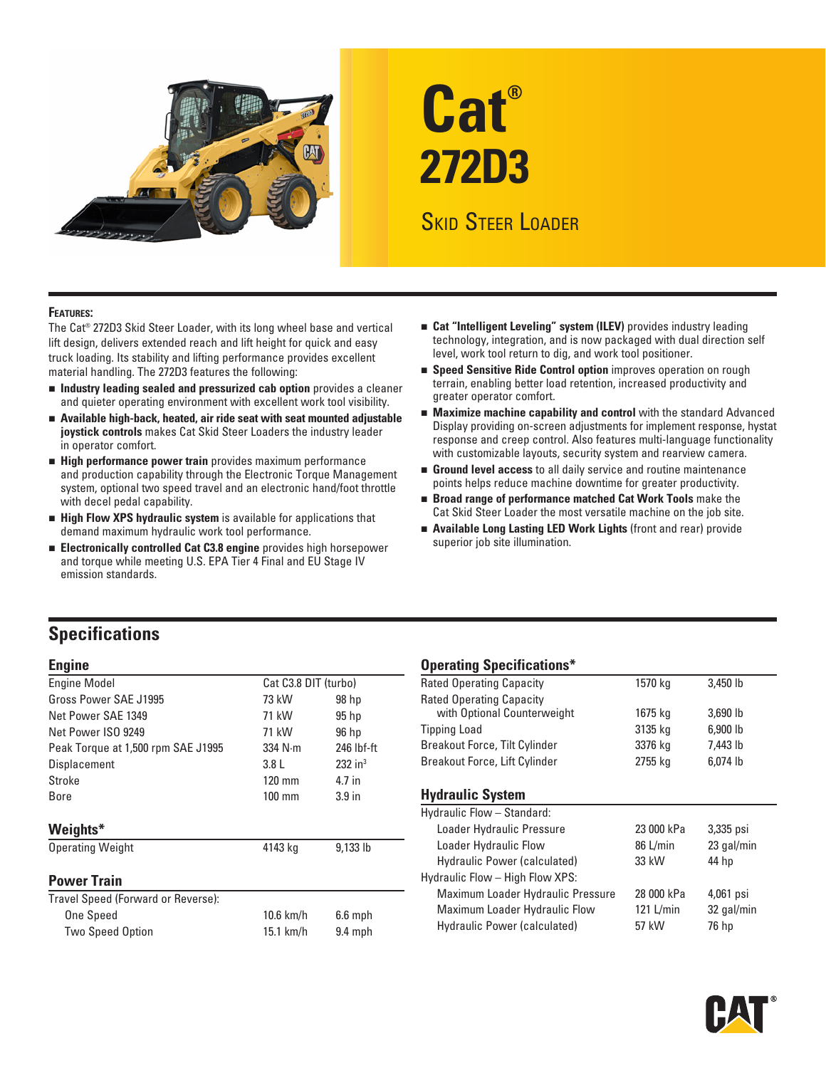# Cat® 272D3

## Skid Steer Loader

**Features:**

The Cat® 272D3 Skid Steer Loader, with its long wheel base and vertical lift design, delivers extended reach and lift height for quick and easy truck loading. Its stability and lifting performance provides excellent material handling. The 272D3 features the following:

- **Industry leading sealed and pressurized cab option** provides a cleaner and quieter operating environment with excellent work tool visibility.
- **Available high-back, heated, air ride seat with seat mounted adjustable joystick controls** makes Cat Skid Steer Loaders the industry leader in operator comfort.
- **High performance power train** provides maximum performance and production capability through the Electronic Torque Management system, optional two speed travel and an electronic hand/foot throttle with decel pedal capability.
- **High Flow XPS hydraulic system** is available for applications that demand maximum hydraulic work tool performance.
- **Electronically controlled Cat C3.8 engine** provides high horsepower and torque while meeting U.S. EPA Tier 4 Final and EU Stage IV emission standards.
- **Cat "Intelligent Leveling" system (ILEV)** provides industry leading technology, integration, and is now packaged with dual direction self level, work tool return to dig, and work tool positioner.
- **Speed Sensitive Ride Control option** improves operation on rough terrain, enabling better load retention, increased productivity and greater operator comfort.
- **Maximize machine capability and control** with the standard Advanced Display providing on-screen adjustments for implement response, hystat response and creep control. Also features multi-language functionality with customizable layouts, security system and rearview camera.
- **Ground level access** to all daily service and routine maintenance points helps reduce machine downtime for greater productivity.
- **Broad range of performance matched Cat Work Tools** make the Cat Skid Steer Loader the most versatile machine on the job site.
- **Available Long Lasting LED Work Lights** (front and rear) provide superior job site illumination.

## Specifications

### Engine

| | | |
|---|---|---|
| Engine Model | Cat C3.8 DIT (turbo) | |
| Gross Power SAE J1995 | 73 kW | 98 hp |
| Net Power SAE 1349 | 71 kW | 95 hp |
| Net Power ISO 9249 | 71 kW | 96 hp |
| Peak Torque at 1,500 rpm SAE J1995 | 334 N·m | 246 lbf-ft |
| Displacement | 3.8 L | 232 in³ |
| Stroke | 120 mm | 4.7 in |
| Bore | 100 mm | 3.9 in |

### Weights*

| | | |
|---|---|---|
| Operating Weight | 4143 kg | 9,133 lb |

### Power Train

| | | |
|---|---|---|
| Travel Speed (Forward or Reverse): | | |
| One Speed | 10.6 km/h | 6.6 mph |
| Two Speed Option | 15.1 km/h | 9.4 mph |

### Operating Specifications*

| | | |
|---|---|---|
| Rated Operating Capacity | 1570 kg | 3,450 lb |
| Rated Operating Capacity with Optional Counterweight | 1675 kg | 3,690 lb |
| Tipping Load | 3135 kg | 6,900 lb |
| Breakout Force, Tilt Cylinder | 3376 kg | 7,443 lb |
| Breakout Force, Lift Cylinder | 2755 kg | 6,074 lb |

### Hydraulic System

| | | |
|---|---|---|
| Hydraulic Flow – Standard: | | |
| Loader Hydraulic Pressure | 23 000 kPa | 3,335 psi |
| Loader Hydraulic Flow | 86 L/min | 23 gal/min |
| Hydraulic Power (calculated) | 33 kW | 44 hp |
| Hydraulic Flow – High Flow XPS: | | |
| Maximum Loader Hydraulic Pressure | 28 000 kPa | 4,061 psi |
| Maximum Loader Hydraulic Flow | 121 L/min | 32 gal/min |
| Hydraulic Power (calculated) | 57 kW | 76 hp |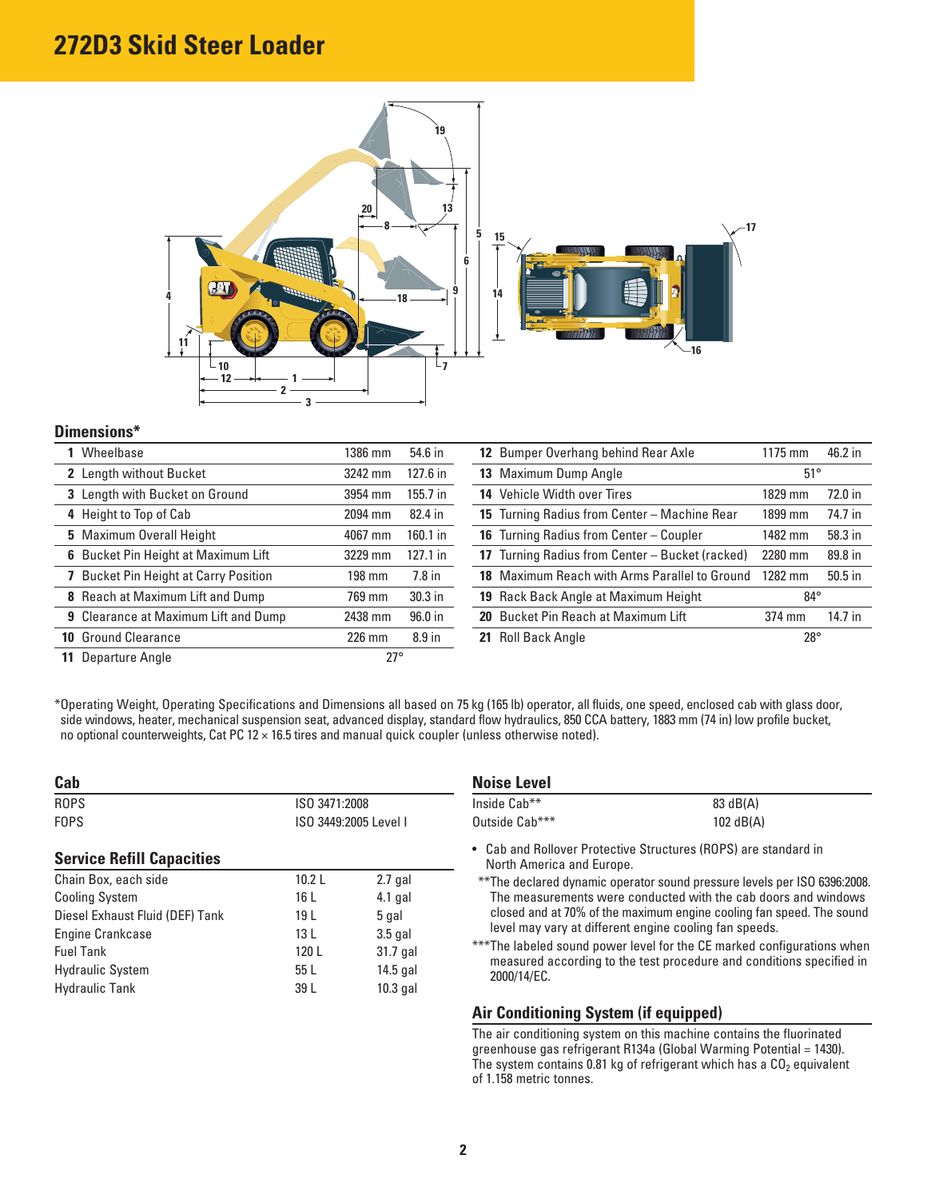# 272D3 Skid Steer Loader

## Dimensions*

| | | | |
|---|---|---|---|
| **1** Wheelbase | 1386 mm | 54.6 in |
| **2** Length without Bucket | 3242 mm | 127.6 in |
| **3** Length with Bucket on Ground | 3954 mm | 155.7 in |
| **4** Height to Top of Cab | 2094 mm | 82.4 in |
| **5** Maximum Overall Height | 4067 mm | 160.1 in |
| **6** Bucket Pin Height at Maximum Lift | 3229 mm | 127.1 in |
| **7** Bucket Pin Height at Carry Position | 198 mm | 7.8 in |
| **8** Reach at Maximum Lift and Dump | 769 mm | 30.3 in |
| **9** Clearance at Maximum Lift and Dump | 2438 mm | 96.0 in |
| **10** Ground Clearance | 226 mm | 8.9 in |
| **11** Departure Angle | 27° | |
| **12** Bumper Overhang behind Rear Axle | 1175 mm | 46.2 in |
| **13** Maximum Dump Angle | 51° | |
| **14** Vehicle Width over Tires | 1829 mm | 72.0 in |
| **15** Turning Radius from Center – Machine Rear | 1899 mm | 74.7 in |
| **16** Turning Radius from Center – Coupler | 1482 mm | 58.3 in |
| **17** Turning Radius from Center – Bucket (racked) | 2280 mm | 89.8 in |
| **18** Maximum Reach with Arms Parallel to Ground | 1282 mm | 50.5 in |
| **19** Rack Back Angle at Maximum Height | 84° | |
| **20** Bucket Pin Reach at Maximum Lift | 374 mm | 14.7 in |
| **21** Roll Back Angle | 28° | |

*Operating Weight, Operating Specifications and Dimensions all based on 75 kg (165 lb) operator, all fluids, one speed, enclosed cab with glass door, side windows, heater, mechanical suspension seat, advanced display, standard flow hydraulics, 850 CCA battery, 1883 mm (74 in) low profile bucket, no optional counterweights, Cat PC 12 × 16.5 tires and manual quick coupler (unless otherwise noted).

## Cab

| | |
|---|---|
| ROPS | ISO 3471:2008 |
| FOPS | ISO 3449:2005 Level I |

## Service Refill Capacities

| | | |
|---|---|---|
| Chain Box, each side | 10.2 L | 2.7 gal |
| Cooling System | 16 L | 4.1 gal |
| Diesel Exhaust Fluid (DEF) Tank | 19 L | 5 gal |
| Engine Crankcase | 13 L | 3.5 gal |
| Fuel Tank | 120 L | 31.7 gal |
| Hydraulic System | 55 L | 14.5 gal |
| Hydraulic Tank | 39 L | 10.3 gal |

## Noise Level

| | |
|---|---|
| Inside Cab** | 83 dB(A) |
| Outside Cab*** | 102 dB(A) |

- Cab and Rollover Protective Structures (ROPS) are standard in North America and Europe.

**The declared dynamic operator sound pressure levels per ISO 6396:2008. The measurements were conducted with the cab doors and windows closed and at 70% of the maximum engine cooling fan speed. The sound level may vary at different engine cooling fan speeds.

***The labeled sound power level for the CE marked configurations when measured according to the test procedure and conditions specified in 2000/14/EC.

## Air Conditioning System (if equipped)

The air conditioning system on this machine contains the fluorinated greenhouse gas refrigerant R134a (Global Warming Potential = 1430). The system contains 0.81 kg of refrigerant which has a $CO_2$ equivalent of 1.158 metric tonnes.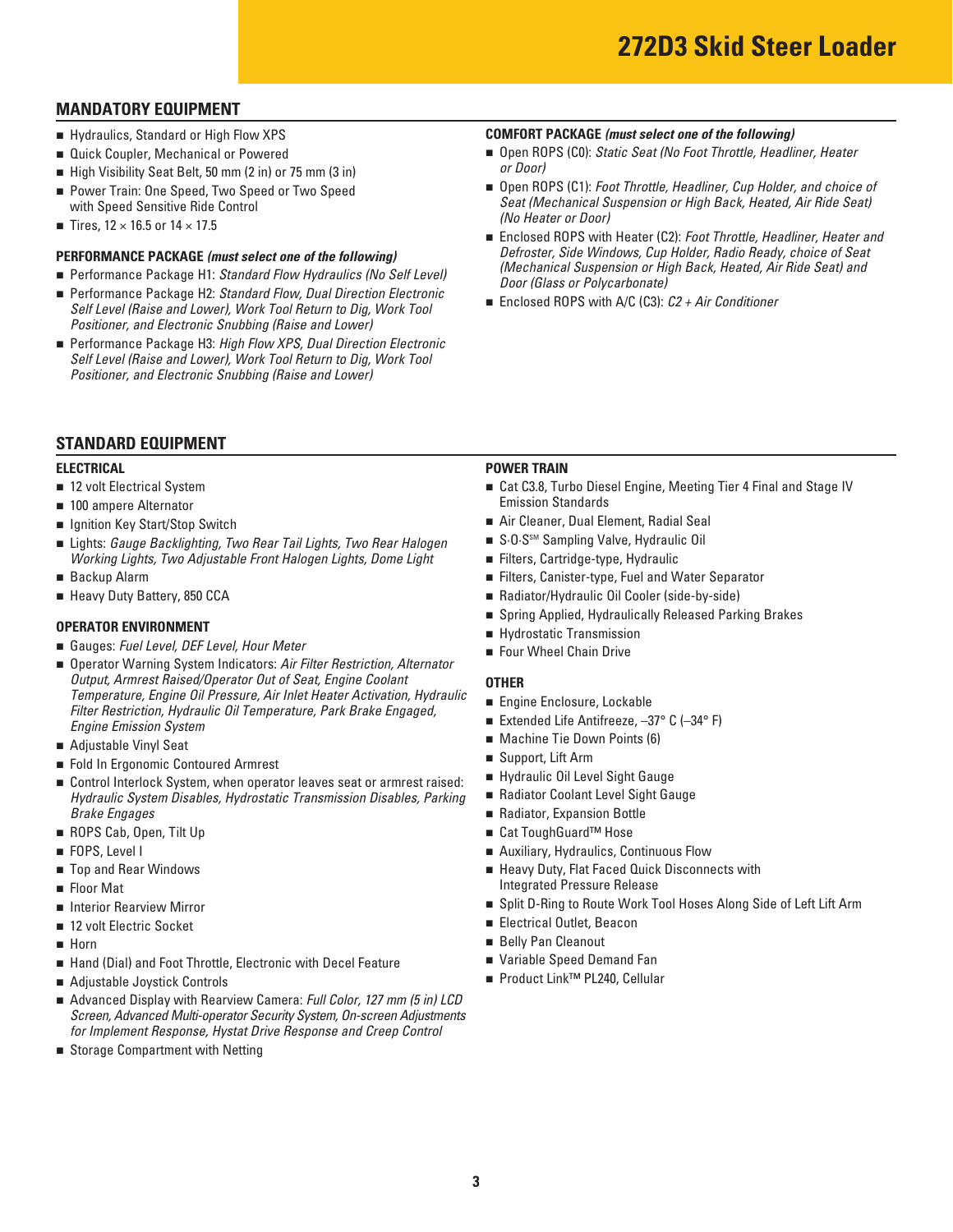# 272D3 Skid Steer Loader

## MANDATORY EQUIPMENT

- Hydraulics, Standard or High Flow XPS
- Quick Coupler, Mechanical or Powered
- High Visibility Seat Belt, 50 mm (2 in) or 75 mm (3 in)
- Power Train: One Speed, Two Speed or Two Speed with Speed Sensitive Ride Control
- Tires, 12 × 16.5 or 14 × 17.5

### PERFORMANCE PACKAGE *(must select one of the following)*

- Performance Package H1: *Standard Flow Hydraulics (No Self Level)*
- Performance Package H2: *Standard Flow, Dual Direction Electronic Self Level (Raise and Lower), Work Tool Return to Dig, Work Tool Positioner, and Electronic Snubbing (Raise and Lower)*
- Performance Package H3: *High Flow XPS, Dual Direction Electronic Self Level (Raise and Lower), Work Tool Return to Dig, Work Tool Positioner, and Electronic Snubbing (Raise and Lower)*

### COMFORT PACKAGE *(must select one of the following)*

- Open ROPS (C0): *Static Seat (No Foot Throttle, Headliner, Heater or Door)*
- Open ROPS (C1): *Foot Throttle, Headliner, Cup Holder, and choice of Seat (Mechanical Suspension or High Back, Heated, Air Ride Seat) (No Heater or Door)*
- Enclosed ROPS with Heater (C2): *Foot Throttle, Headliner, Heater and Defroster, Side Windows, Cup Holder, Radio Ready, choice of Seat (Mechanical Suspension or High Back, Heated, Air Ride Seat) and Door (Glass or Polycarbonate)*
- Enclosed ROPS with A/C (C3): *C2 + Air Conditioner*

## STANDARD EQUIPMENT

### ELECTRICAL

- 12 volt Electrical System
- 100 ampere Alternator
- Ignition Key Start/Stop Switch
- Lights: *Gauge Backlighting, Two Rear Tail Lights, Two Rear Halogen Working Lights, Two Adjustable Front Halogen Lights, Dome Light*
- Backup Alarm
- Heavy Duty Battery, 850 CCA

### OPERATOR ENVIRONMENT

- Gauges: *Fuel Level, DEF Level, Hour Meter*
- Operator Warning System Indicators: *Air Filter Restriction, Alternator Output, Armrest Raised/Operator Out of Seat, Engine Coolant Temperature, Engine Oil Pressure, Air Inlet Heater Activation, Hydraulic Filter Restriction, Hydraulic Oil Temperature, Park Brake Engaged, Engine Emission System*
- Adjustable Vinyl Seat
- Fold In Ergonomic Contoured Armrest
- Control Interlock System, when operator leaves seat or armrest raised: *Hydraulic System Disables, Hydrostatic Transmission Disables, Parking Brake Engages*
- ROPS Cab, Open, Tilt Up
- FOPS, Level I
- Top and Rear Windows
- Floor Mat
- Interior Rearview Mirror
- 12 volt Electric Socket
- Horn
- Hand (Dial) and Foot Throttle, Electronic with Decel Feature
- Adjustable Joystick Controls
- Advanced Display with Rearview Camera: *Full Color, 127 mm (5 in) LCD Screen, Advanced Multi-operator Security System, On-screen Adjustments for Implement Response, Hystat Drive Response and Creep Control*
- Storage Compartment with Netting

### POWER TRAIN

- Cat C3.8, Turbo Diesel Engine, Meeting Tier 4 Final and Stage IV Emission Standards
- Air Cleaner, Dual Element, Radial Seal
- S·O·S℠ Sampling Valve, Hydraulic Oil
- Filters, Cartridge-type, Hydraulic
- Filters, Canister-type, Fuel and Water Separator
- Radiator/Hydraulic Oil Cooler (side-by-side)
- Spring Applied, Hydraulically Released Parking Brakes
- Hydrostatic Transmission
- Four Wheel Chain Drive

### OTHER

- Engine Enclosure, Lockable
- Extended Life Antifreeze, –37° C (–34° F)
- Machine Tie Down Points (6)
- Support, Lift Arm
- Hydraulic Oil Level Sight Gauge
- Radiator Coolant Level Sight Gauge
- Radiator, Expansion Bottle
- Cat ToughGuard™ Hose
- Auxiliary, Hydraulics, Continuous Flow
- Heavy Duty, Flat Faced Quick Disconnects with Integrated Pressure Release
- Split D-Ring to Route Work Tool Hoses Along Side of Left Lift Arm
- Electrical Outlet, Beacon
- Belly Pan Cleanout
- Variable Speed Demand Fan
- Product Link™ PL240, Cellular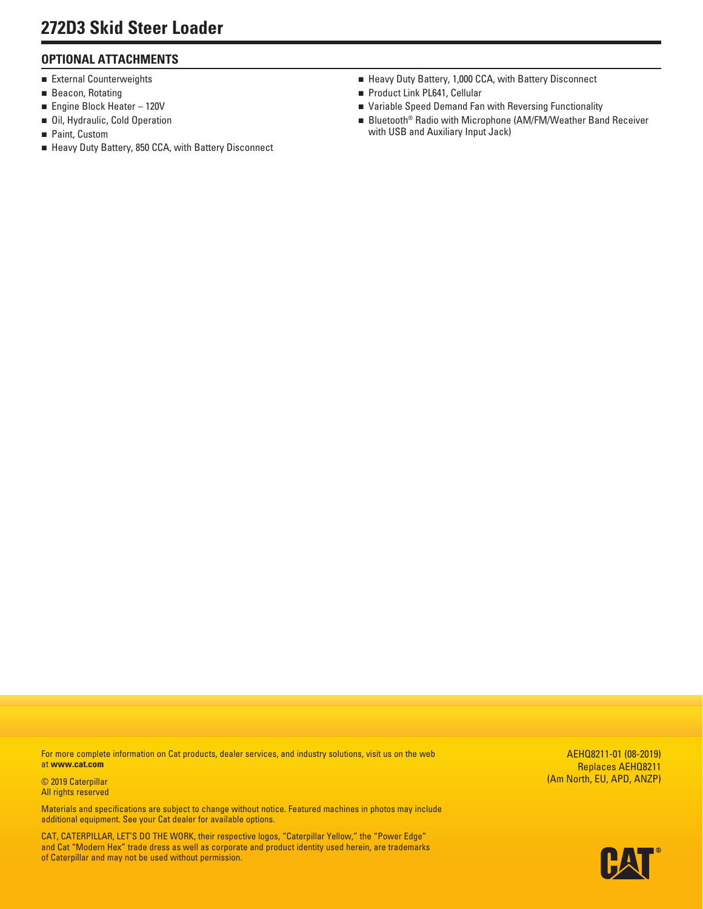# 272D3 Skid Steer Loader

## OPTIONAL ATTACHMENTS

- External Counterweights
- Beacon, Rotating
- Engine Block Heater – 120V
- Oil, Hydraulic, Cold Operation
- Paint, Custom
- Heavy Duty Battery, 850 CCA, with Battery Disconnect
- Heavy Duty Battery, 1,000 CCA, with Battery Disconnect
- Product Link PL641, Cellular
- Variable Speed Demand Fan with Reversing Functionality
- Bluetooth® Radio with Microphone (AM/FM/Weather Band Receiver with USB and Auxiliary Input Jack)

For more complete information on Cat products, dealer services, and industry solutions, visit us on the web at **www.cat.com**

© 2019 Caterpillar
All rights reserved

Materials and specifications are subject to change without notice. Featured machines in photos may include additional equipment. See your Cat dealer for available options.

CAT, CATERPILLAR, LET'S DO THE WORK, their respective logos, "Caterpillar Yellow," the "Power Edge" and Cat "Modern Hex" trade dress as well as corporate and product identity used herein, are trademarks of Caterpillar and may not be used without permission.

AEHQ8211-01 (08-2019)
Replaces AEHQ8211
(Am North, EU, APD, ANZP)